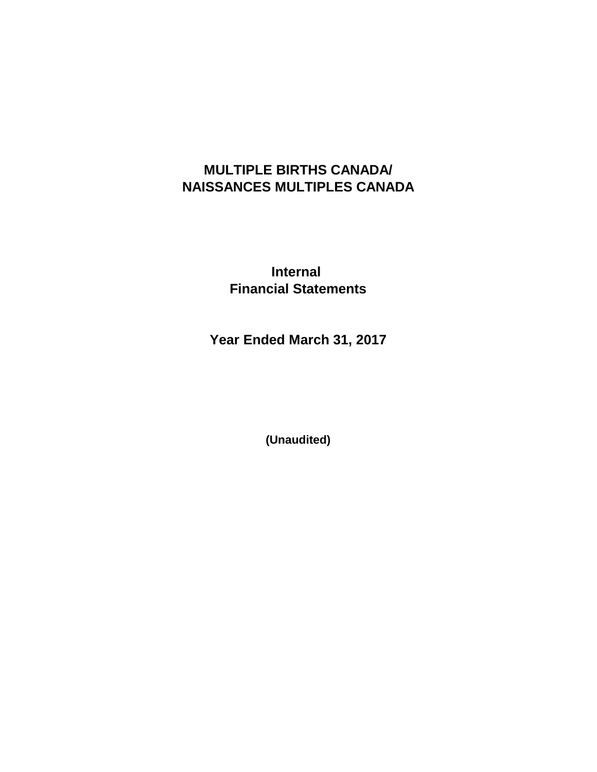# MULTIPLE BIRTHS CANADA/ NAISSANCES MULTIPLES CANADA

## Internal Financial Statements

## Year Ended March 31, 2017

**(Unaudited)**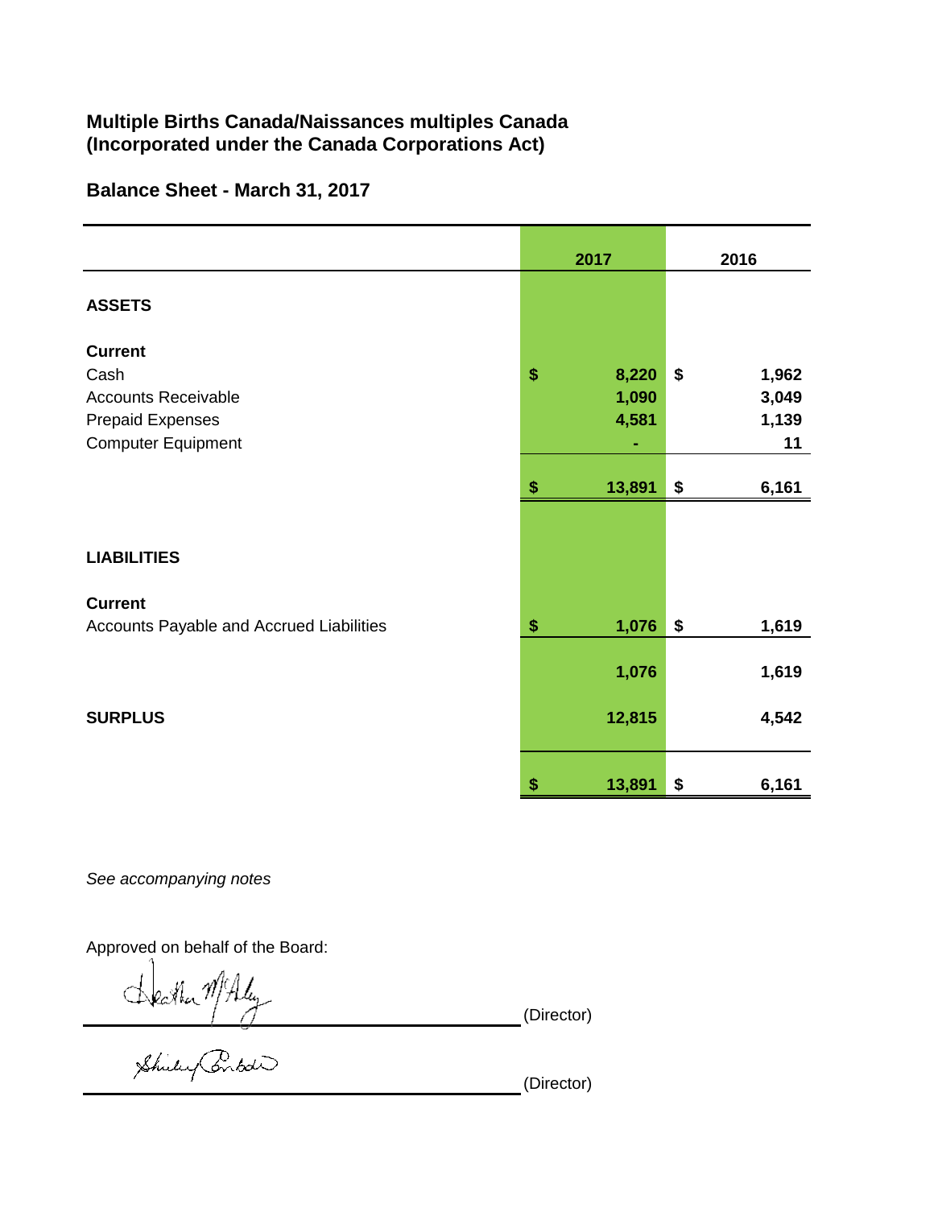# Multiple Births Canada/Naissances multiples Canada
# (Incorporated under the Canada Corporations Act)

## Balance Sheet - March 31, 2017

| | 2017 | 2016 |
|---|---|---|
| **ASSETS** | | |
| **Current** | | |
| Cash | $ 8,220 | $ 1,962 |
| Accounts Receivable | 1,090 | 3,049 |
| Prepaid Expenses | 4,581 | 1,139 |
| Computer Equipment | - | 11 |
| | $ 13,891 | $ 6,161 |
| **LIABILITIES** | | |
| **Current** | | |
| Accounts Payable and Accrued Liabilities | $ 1,076 | $ 1,619 |
| | 1,076 | 1,619 |
| **SURPLUS** | 12,815 | 4,542 |
| | $ 13,891 | $ 6,161 |

*See accompanying notes*

Approved on behalf of the Board:

Heather McAley (Director)

Shirley Corbett (Director)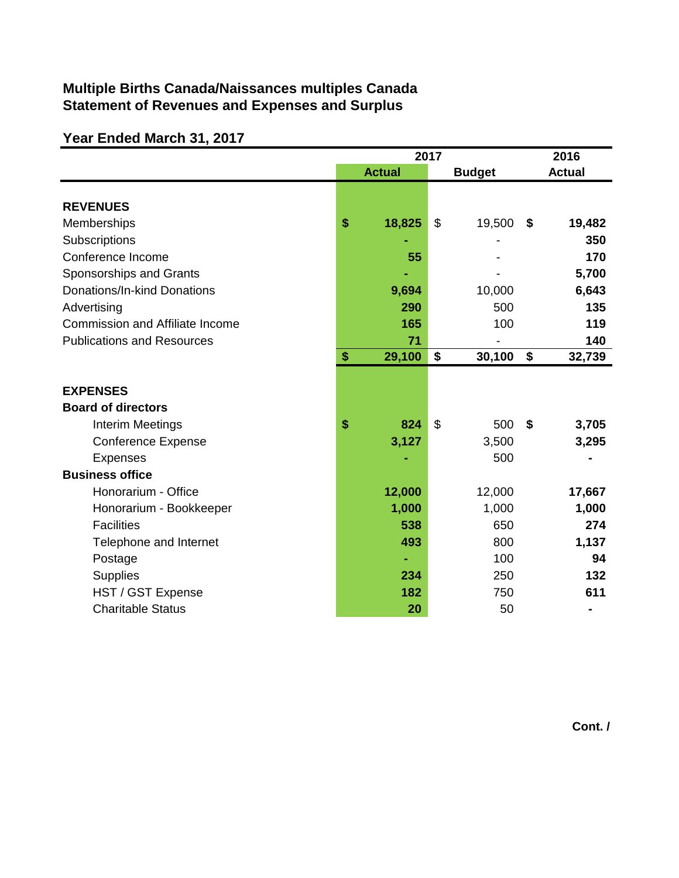**Multiple Births Canada/Naissances multiples Canada**
**Statement of Revenues and Expenses and Surplus**

**Year Ended March 31, 2017**

| | 2017 | | 2016 |
|---|---|---|---|
| | **Actual** | **Budget** | **Actual** |
| **REVENUES** | | | |
| Memberships | **$ 18,825** | $ 19,500 | **$ 19,482** |
| Subscriptions | **-** | - | **350** |
| Conference Income | **55** | - | **170** |
| Sponsorships and Grants | **-** | - | **5,700** |
| Donations/In-kind Donations | **9,694** | 10,000 | **6,643** |
| Advertising | **290** | 500 | **135** |
| Commission and Affiliate Income | **165** | 100 | **119** |
| Publications and Resources | **71** | - | **140** |
| | **$ 29,100** | **$ 30,100** | **$ 32,739** |
| **EXPENSES** | | | |
| **Board of directors** | | | |
| Interim Meetings | **$ 824** | $ 500 | **$ 3,705** |
| Conference Expense | **3,127** | 3,500 | **3,295** |
| Expenses | **-** | 500 | **-** |
| **Business office** | | | |
| Honorarium - Office | **12,000** | 12,000 | **17,667** |
| Honorarium - Bookkeeper | **1,000** | 1,000 | **1,000** |
| Facilities | **538** | 650 | **274** |
| Telephone and Internet | **493** | 800 | **1,137** |
| Postage | **-** | 100 | **94** |
| Supplies | **234** | 250 | **132** |
| HST / GST Expense | **182** | 750 | **611** |
| Charitable Status | **20** | 50 | **-** |

**Cont. /**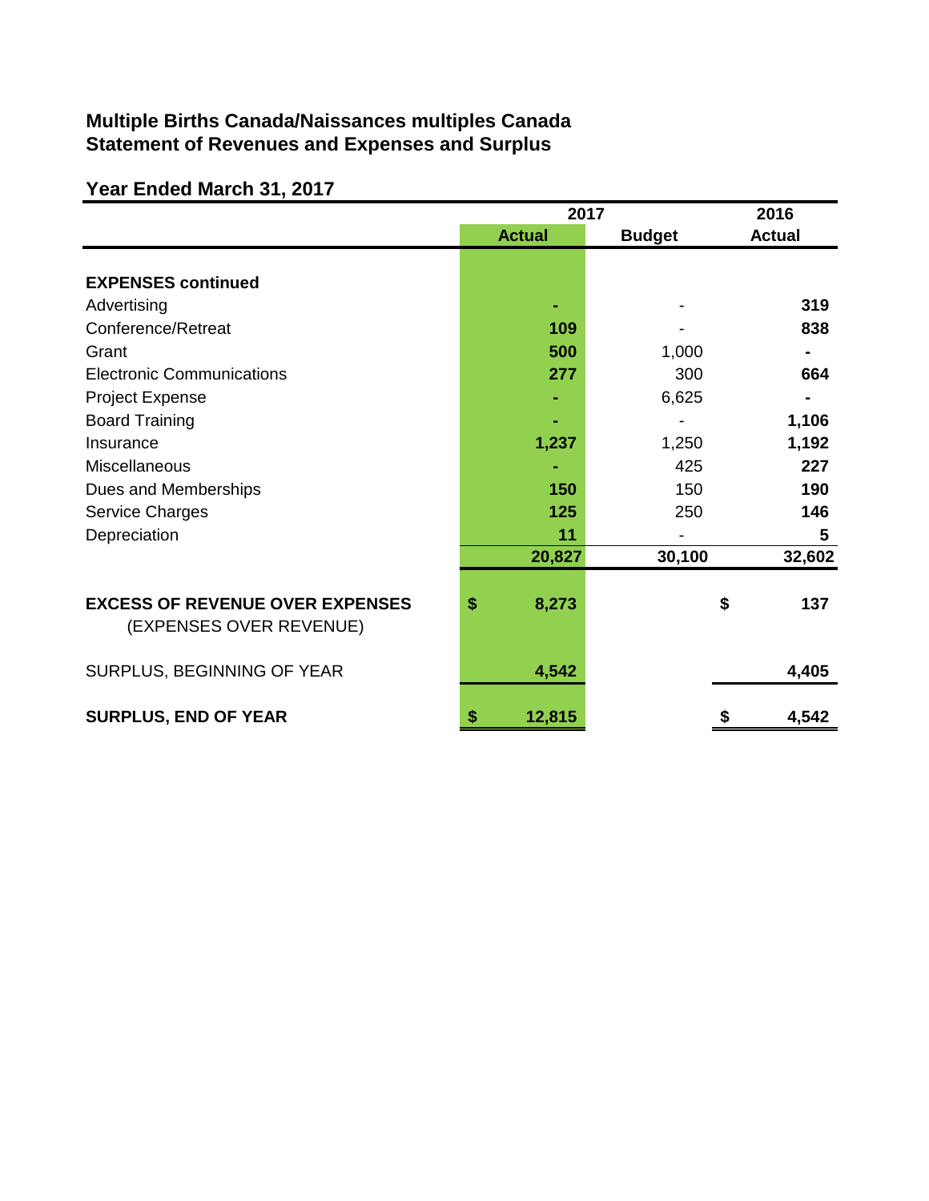**Multiple Births Canada/Naissances multiples Canada**
**Statement of Revenues and Expenses and Surplus**

**Year Ended March 31, 2017**

| | 2017 | | 2016 |
|---|---|---|---|
| | **Actual** | **Budget** | **Actual** |
| **EXPENSES continued** | | | |
| Advertising | - | - | 319 |
| Conference/Retreat | 109 | - | 838 |
| Grant | 500 | 1,000 | - |
| Electronic Communications | 277 | 300 | 664 |
| Project Expense | - | 6,625 | - |
| Board Training | - | - | 1,106 |
| Insurance | 1,237 | 1,250 | 1,192 |
| Miscellaneous | - | 425 | 227 |
| Dues and Memberships | 150 | 150 | 190 |
| Service Charges | 125 | 250 | 146 |
| Depreciation | 11 | - | 5 |
| | **20,827** | **30,100** | **32,602** |
| **EXCESS OF REVENUE OVER EXPENSES** (EXPENSES OVER REVENUE) | $ 8,273 | | $ 137 |
| SURPLUS, BEGINNING OF YEAR | 4,542 | | 4,405 |
| **SURPLUS, END OF YEAR** | $ 12,815 | | $ 4,542 |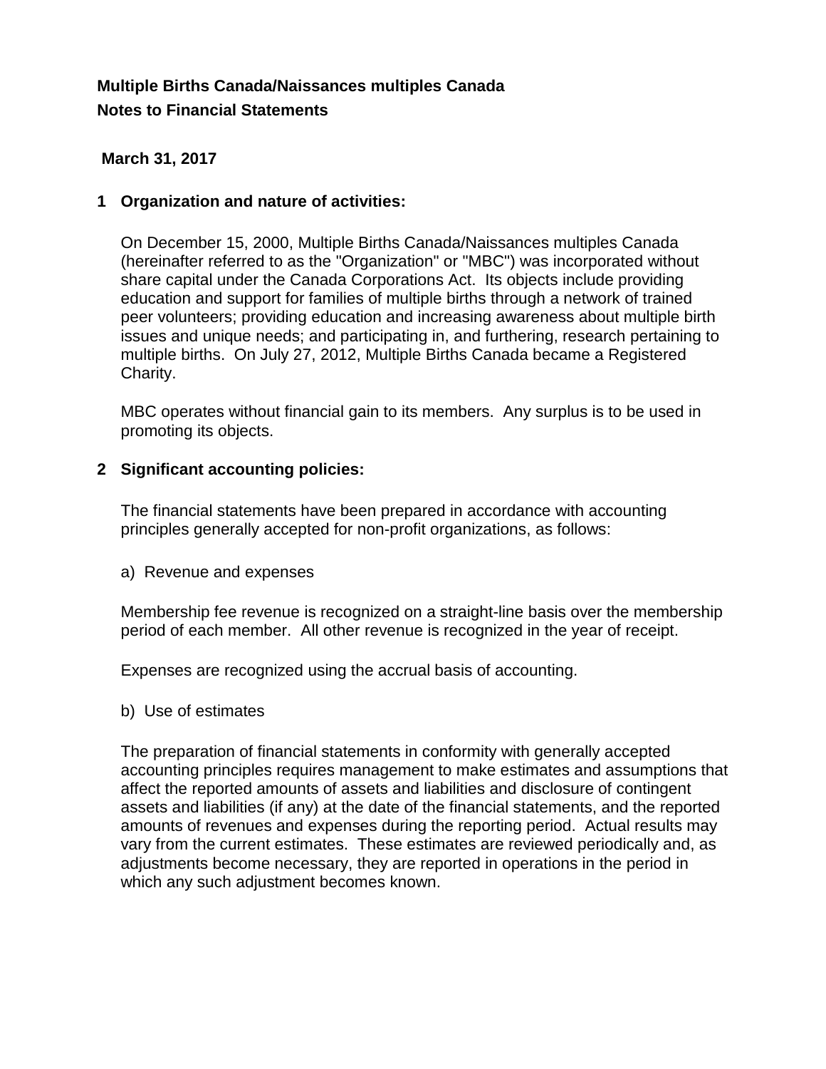**Multiple Births Canada/Naissances multiples Canada**
**Notes to Financial Statements**

**March 31, 2017**

## 1 Organization and nature of activities:

On December 15, 2000, Multiple Births Canada/Naissances multiples Canada (hereinafter referred to as the "Organization" or "MBC") was incorporated without share capital under the Canada Corporations Act. Its objects include providing education and support for families of multiple births through a network of trained peer volunteers; providing education and increasing awareness about multiple birth issues and unique needs; and participating in, and furthering, research pertaining to multiple births. On July 27, 2012, Multiple Births Canada became a Registered Charity.

MBC operates without financial gain to its members. Any surplus is to be used in promoting its objects.

## 2 Significant accounting policies:

The financial statements have been prepared in accordance with accounting principles generally accepted for non-profit organizations, as follows:

a) Revenue and expenses

Membership fee revenue is recognized on a straight-line basis over the membership period of each member. All other revenue is recognized in the year of receipt.

Expenses are recognized using the accrual basis of accounting.

b) Use of estimates

The preparation of financial statements in conformity with generally accepted accounting principles requires management to make estimates and assumptions that affect the reported amounts of assets and liabilities and disclosure of contingent assets and liabilities (if any) at the date of the financial statements, and the reported amounts of revenues and expenses during the reporting period. Actual results may vary from the current estimates. These estimates are reviewed periodically and, as adjustments become necessary, they are reported in operations in the period in which any such adjustment becomes known.